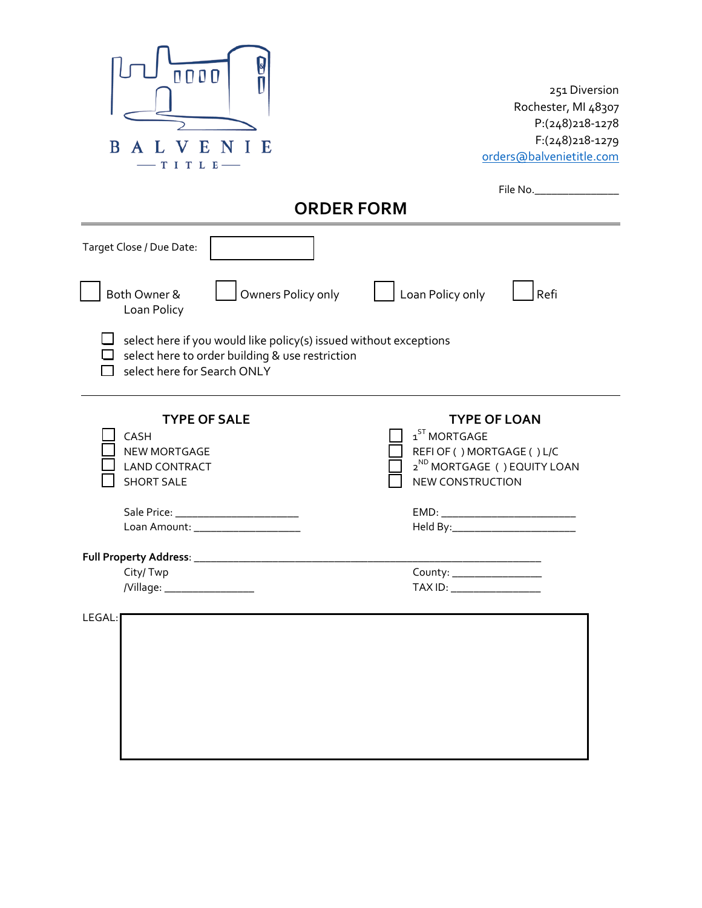BALVENIE

TITLE

251 Diversion
Rochester, MI 48307
P:(248)218-1278
F:(248)218-1279
orders@balvenietitle.com

File No.______________

# ORDER FORM

Target Close / Due Date: [ ]

☐ Both Owner & Loan Policy ☐ Owners Policy only ☐ Loan Policy only ☐ Refi

☐ select here if you would like policy(s) issued without exceptions
☐ select here to order building & use restriction
☐ select here for Search ONLY

---

## TYPE OF SALE

☐ CASH
☐ NEW MORTGAGE
☐ LAND CONTRACT
☐ SHORT SALE

Sale Price: ____________________
Loan Amount: __________________

## TYPE OF LOAN

☐ 1ST MORTGAGE
☐ REFI OF ( ) MORTGAGE ( ) L/C
☐ 2ND MORTGAGE ( ) EQUITY LOAN
☐ NEW CONSTRUCTION

EMD: ______________________
Held By:_____________________

**Full Property Address**: ____________________________________________________

City/ Twp /Village: _______________

County: _______________

TAX ID: _______________

LEGAL: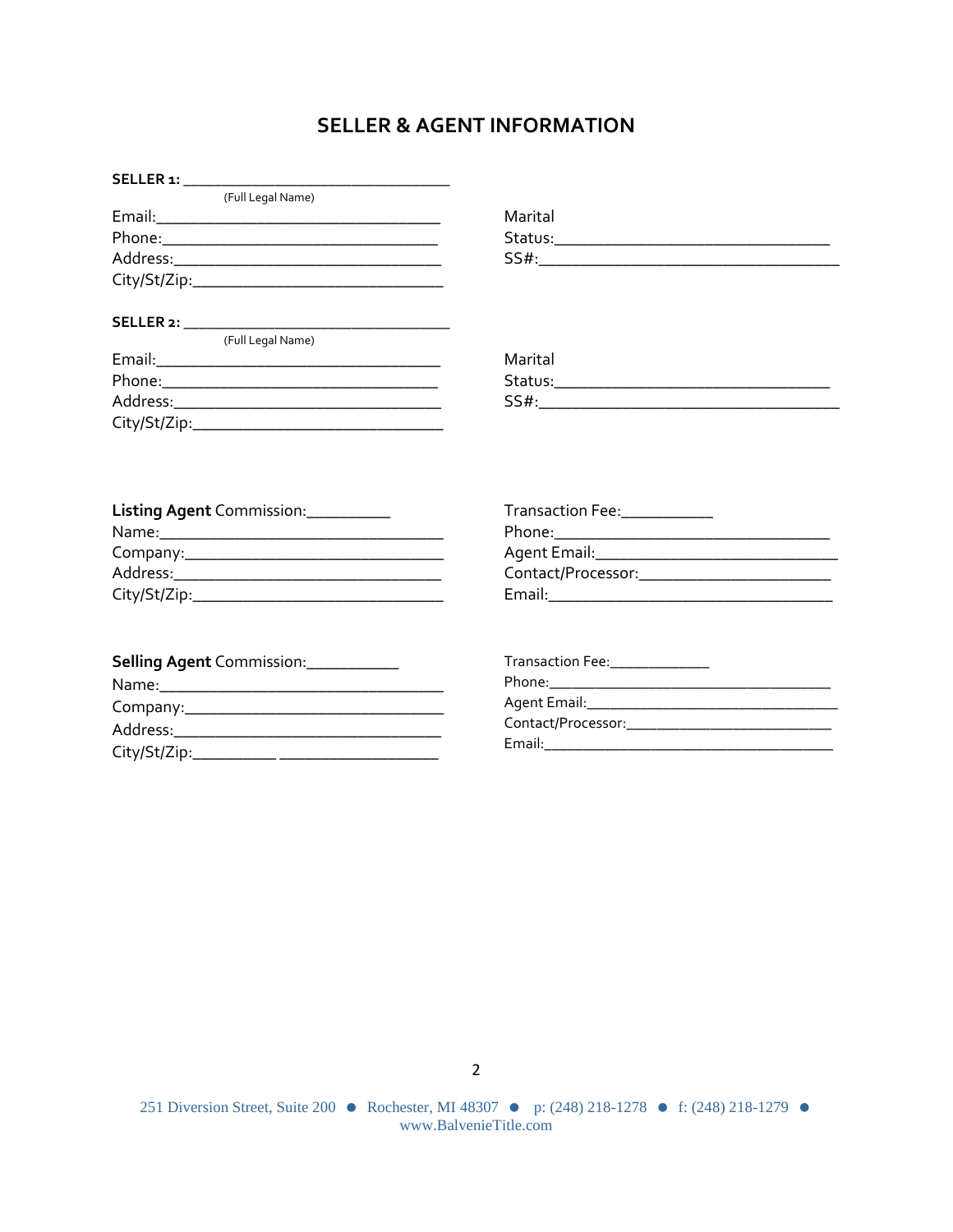# SELLER & AGENT INFORMATION

**SELLER 1:** ________________________________
(Full Legal Name)

Email:__________________________________

Phone:_________________________________

Address:________________________________

City/St/Zip:_____________________________

Marital Status:_________________________________

SS#:___________________________________

**SELLER 2:** ________________________________
(Full Legal Name)

Email:__________________________________

Phone:_________________________________

Address:________________________________

City/St/Zip:_____________________________

Marital Status:_________________________________

SS#:___________________________________

**Listing Agent** Commission:__________

Name:__________________________________

Company:_______________________________

Address:________________________________

City/St/Zip:_____________________________

Transaction Fee:___________

Phone:________________________________

Agent Email:____________________________

Contact/Processor:_______________________

Email:_________________________________

**Selling Agent** Commission:___________

Name:__________________________________

Company:_______________________________

Address:________________________________

City/St/Zip:__________ ___________________

Transaction Fee:_____________

Phone:____________________________________

Agent Email:______________________________

Contact/Processor:__________________________

Email:____________________________________

251 Diversion Street, Suite 200 ● Rochester, MI 48307 ● p: (248) 218-1278 ● f: (248) 218-1279 ● www.BalvenieTitle.com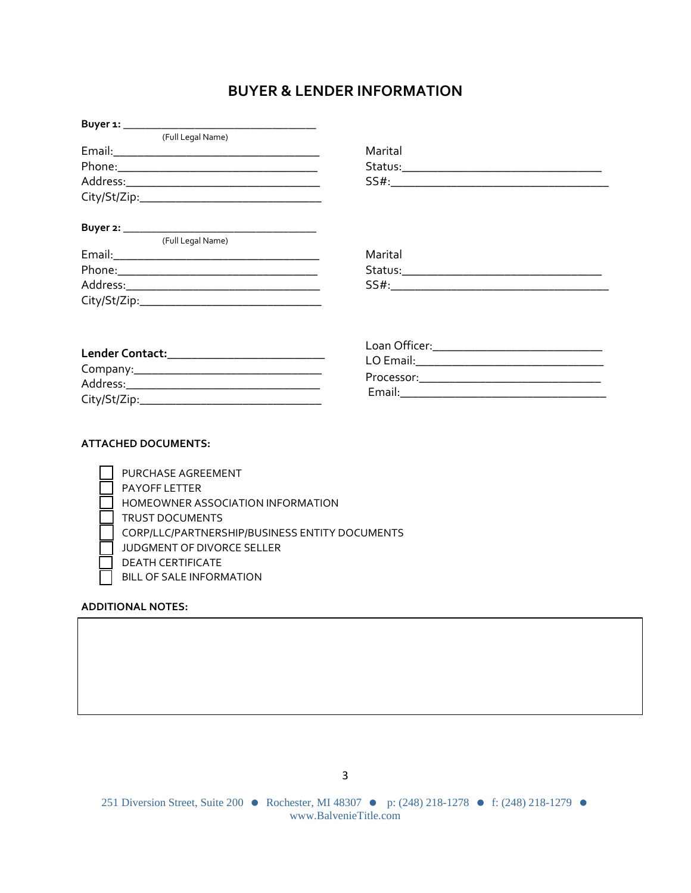# BUYER & LENDER INFORMATION

**Buyer 1:** ________________________________
(Full Legal Name)

Email:__________________________________

Phone:_________________________________

Address:________________________________

City/St/Zip:_____________________________

Marital Status:_________________________________

SS#:____________________________________

**Buyer 2:** ________________________________
(Full Legal Name)

Email:__________________________________

Phone:_________________________________

Address:________________________________

City/St/Zip:_____________________________

Marital Status:_________________________________

SS#:____________________________________

**Lender Contact:**_________________________

Company:______________________________

Address:________________________________

City/St/Zip:_____________________________

Loan Officer:___________________________

LO Email:_______________________________

Processor:______________________________

Email:__________________________________

**ATTACHED DOCUMENTS:**

- ☐ PURCHASE AGREEMENT
- ☐ PAYOFF LETTER
- ☐ HOMEOWNER ASSOCIATION INFORMATION
- ☐ TRUST DOCUMENTS
- ☐ CORP/LLC/PARTNERSHIP/BUSINESS ENTITY DOCUMENTS
- ☐ JUDGMENT OF DIVORCE SELLER
- ☐ DEATH CERTIFICATE
- ☐ BILL OF SALE INFORMATION

**ADDITIONAL NOTES:**

| |
|---|
| |

251 Diversion Street, Suite 200 ● Rochester, MI 48307 ● p: (248) 218-1278 ● f: (248) 218-1279 ●
www.BalvenieTitle.com